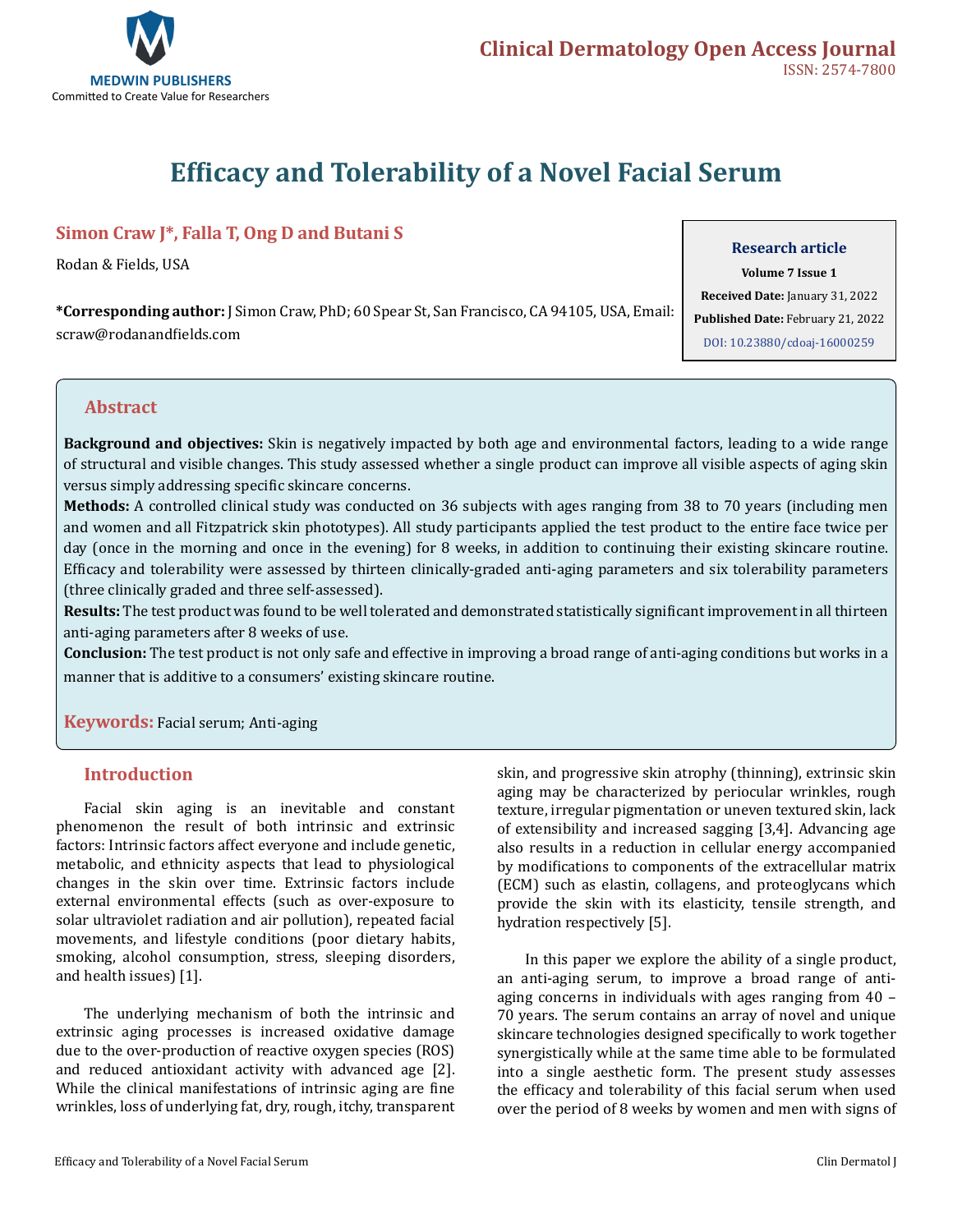# Efficacy and Tolerability of a Novel Facial Serum

**Simon Craw J*, Falla T, Ong D and Butani S**

Rodan & Fields, USA

***Corresponding author:** J Simon Craw, PhD; 60 Spear St, San Francisco, CA 94105, USA, Email: scraw@rodanandfields.com

**Research article**
**Volume 7 Issue 1**
**Received Date:** January 31, 2022
**Published Date:** February 21, 2022
DOI: 10.23880/cdoaj-16000259

## Abstract

**Background and objectives:** Skin is negatively impacted by both age and environmental factors, leading to a wide range of structural and visible changes. This study assessed whether a single product can improve all visible aspects of aging skin versus simply addressing specific skincare concerns.

**Methods:** A controlled clinical study was conducted on 36 subjects with ages ranging from 38 to 70 years (including men and women and all Fitzpatrick skin phototypes). All study participants applied the test product to the entire face twice per day (once in the morning and once in the evening) for 8 weeks, in addition to continuing their existing skincare routine. Efficacy and tolerability were assessed by thirteen clinically-graded anti-aging parameters and six tolerability parameters (three clinically graded and three self-assessed).

**Results:** The test product was found to be well tolerated and demonstrated statistically significant improvement in all thirteen anti-aging parameters after 8 weeks of use.

**Conclusion:** The test product is not only safe and effective in improving a broad range of anti-aging conditions but works in a manner that is additive to a consumers' existing skincare routine.

**Keywords:** Facial serum; Anti-aging

## Introduction

Facial skin aging is an inevitable and constant phenomenon the result of both intrinsic and extrinsic factors: Intrinsic factors affect everyone and include genetic, metabolic, and ethnicity aspects that lead to physiological changes in the skin over time. Extrinsic factors include external environmental effects (such as over-exposure to solar ultraviolet radiation and air pollution), repeated facial movements, and lifestyle conditions (poor dietary habits, smoking, alcohol consumption, stress, sleeping disorders, and health issues) [1].

The underlying mechanism of both the intrinsic and extrinsic aging processes is increased oxidative damage due to the over-production of reactive oxygen species (ROS) and reduced antioxidant activity with advanced age [2]. While the clinical manifestations of intrinsic aging are fine wrinkles, loss of underlying fat, dry, rough, itchy, transparent skin, and progressive skin atrophy (thinning), extrinsic skin aging may be characterized by periocular wrinkles, rough texture, irregular pigmentation or uneven textured skin, lack of extensibility and increased sagging [3,4]. Advancing age also results in a reduction in cellular energy accompanied by modifications to components of the extracellular matrix (ECM) such as elastin, collagens, and proteoglycans which provide the skin with its elasticity, tensile strength, and hydration respectively [5].

In this paper we explore the ability of a single product, an anti-aging serum, to improve a broad range of anti-aging concerns in individuals with ages ranging from 40 – 70 years. The serum contains an array of novel and unique skincare technologies designed specifically to work together synergistically while at the same time able to be formulated into a single aesthetic form. The present study assesses the efficacy and tolerability of this facial serum when used over the period of 8 weeks by women and men with signs of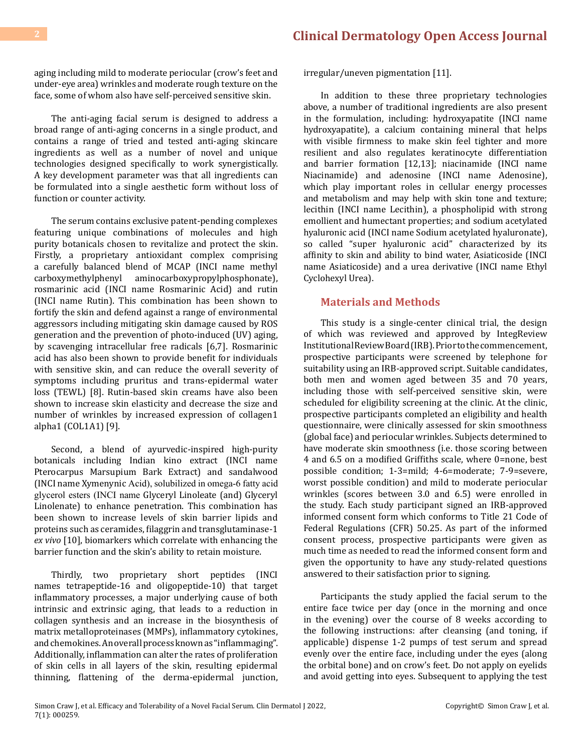aging including mild to moderate periocular (crow's feet and under-eye area) wrinkles and moderate rough texture on the face, some of whom also have self-perceived sensitive skin.

The anti-aging facial serum is designed to address a broad range of anti-aging concerns in a single product, and contains a range of tried and tested anti-aging skincare ingredients as well as a number of novel and unique technologies designed specifically to work synergistically. A key development parameter was that all ingredients can be formulated into a single aesthetic form without loss of function or counter activity.

The serum contains exclusive patent-pending complexes featuring unique combinations of molecules and high purity botanicals chosen to revitalize and protect the skin. Firstly, a proprietary antioxidant complex comprising a carefully balanced blend of MCAP (INCI name methyl carboxymethylphenyl aminocarboxypropylphosphonate), rosmarinic acid (INCI name Rosmarinic Acid) and rutin (INCI name Rutin). This combination has been shown to fortify the skin and defend against a range of environmental aggressors including mitigating skin damage caused by ROS generation and the prevention of photo-induced (UV) aging, by scavenging intracellular free radicals [6,7]. Rosmarinic acid has also been shown to provide benefit for individuals with sensitive skin, and can reduce the overall severity of symptoms including pruritus and trans-epidermal water loss (TEWL) [8]. Rutin-based skin creams have also been shown to increase skin elasticity and decrease the size and number of wrinkles by increased expression of collagen1 alpha1 (COL1A1) [9].

Second, a blend of ayurvedic-inspired high-purity botanicals including Indian kino extract (INCI name Pterocarpus Marsupium Bark Extract) and sandalwood (INCI name Xymenynic Acid), solubilized in omega-6 fatty acid glycerol esters (INCI name Glyceryl Linoleate (and) Glyceryl Linolenate) to enhance penetration. This combination has been shown to increase levels of skin barrier lipids and proteins such as ceramides, filaggrin and transglutaminase-1 *ex vivo* [10], biomarkers which correlate with enhancing the barrier function and the skin's ability to retain moisture.

Thirdly, two proprietary short peptides (INCI names tetrapeptide-16 and oligopeptide-10) that target inflammatory processes, a major underlying cause of both intrinsic and extrinsic aging, that leads to a reduction in collagen synthesis and an increase in the biosynthesis of matrix metalloproteinases (MMPs), inflammatory cytokines, and chemokines. An overall process known as "inflammaging". Additionally, inflammation can alter the rates of proliferation of skin cells in all layers of the skin, resulting epidermal thinning, flattening of the derma-epidermal junction, irregular/uneven pigmentation [11].

In addition to these three proprietary technologies above, a number of traditional ingredients are also present in the formulation, including: hydroxyapatite (INCI name hydroxyapatite), a calcium containing mineral that helps with visible firmness to make skin feel tighter and more resilient and also regulates keratinocyte differentiation and barrier formation [12,13]; niacinamide (INCI name Niacinamide) and adenosine (INCI name Adenosine), which play important roles in cellular energy processes and metabolism and may help with skin tone and texture; lecithin (INCI name Lecithin), a phospholipid with strong emollient and humectant properties; and sodium acetylated hyaluronic acid (INCI name Sodium acetylated hyaluronate), so called "super hyaluronic acid" characterized by its affinity to skin and ability to bind water, Asiaticoside (INCI name Asiaticoside) and a urea derivative (INCI name Ethyl Cyclohexyl Urea).

## Materials and Methods

This study is a single-center clinical trial, the design of which was reviewed and approved by IntegReview Institutional Review Board (IRB). Prior to the commencement, prospective participants were screened by telephone for suitability using an IRB-approved script. Suitable candidates, both men and women aged between 35 and 70 years, including those with self-perceived sensitive skin, were scheduled for eligibility screening at the clinic. At the clinic, prospective participants completed an eligibility and health questionnaire, were clinically assessed for skin smoothness (global face) and periocular wrinkles. Subjects determined to have moderate skin smoothness (i.e. those scoring between 4 and 6.5 on a modified Griffiths scale, where 0=none, best possible condition; 1-3=mild; 4-6=moderate; 7-9=severe, worst possible condition) and mild to moderate periocular wrinkles (scores between 3.0 and 6.5) were enrolled in the study. Each study participant signed an IRB-approved informed consent form which conforms to Title 21 Code of Federal Regulations (CFR) 50.25. As part of the informed consent process, prospective participants were given as much time as needed to read the informed consent form and given the opportunity to have any study-related questions answered to their satisfaction prior to signing.

Participants the study applied the facial serum to the entire face twice per day (once in the morning and once in the evening) over the course of 8 weeks according to the following instructions: after cleansing (and toning, if applicable) dispense 1-2 pumps of test serum and spread evenly over the entire face, including under the eyes (along the orbital bone) and on crow's feet. Do not apply on eyelids and avoid getting into eyes. Subsequent to applying the test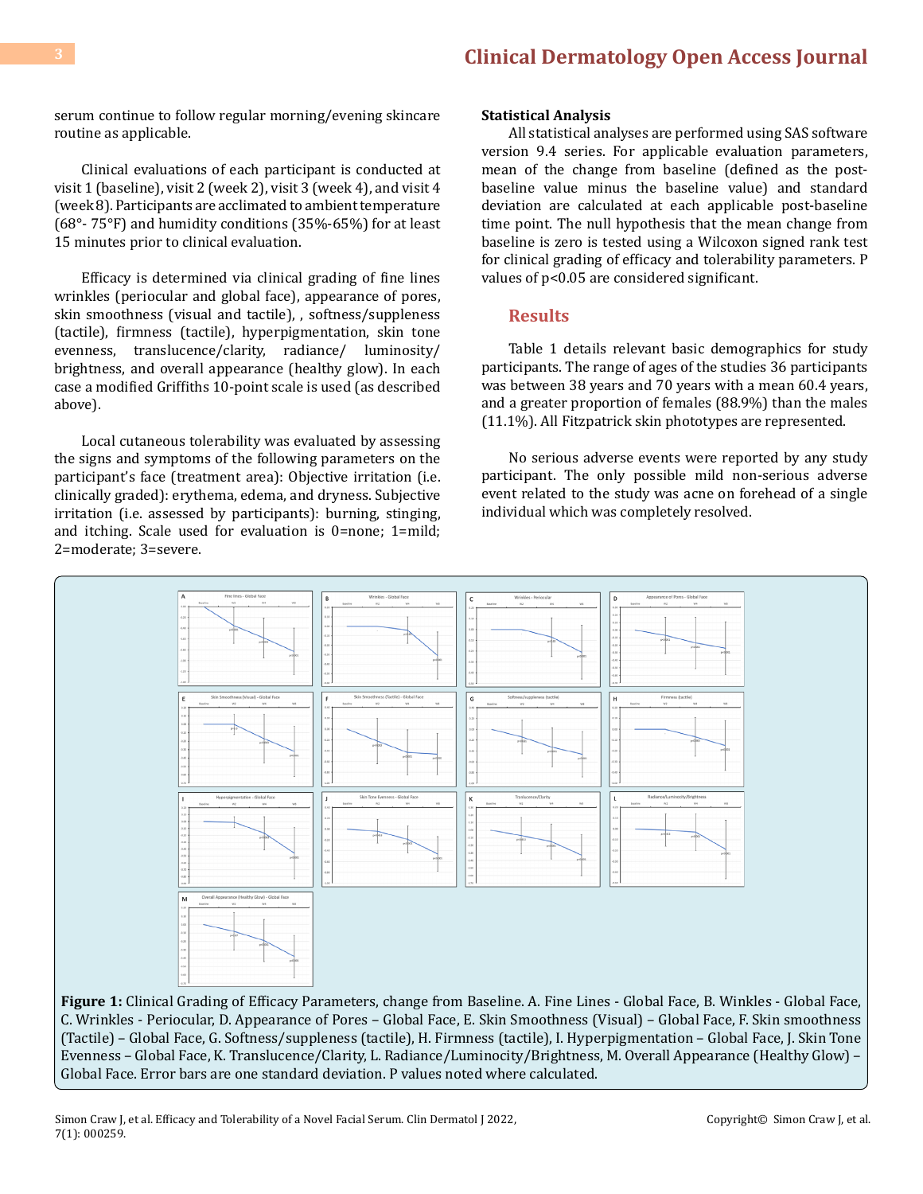serum continue to follow regular morning/evening skincare routine as applicable.

Clinical evaluations of each participant is conducted at visit 1 (baseline), visit 2 (week 2), visit 3 (week 4), and visit 4 (week 8). Participants are acclimated to ambient temperature (68°- 75°F) and humidity conditions (35%-65%) for at least 15 minutes prior to clinical evaluation.

Efficacy is determined via clinical grading of fine lines wrinkles (periocular and global face), appearance of pores, skin smoothness (visual and tactile), , softness/suppleness (tactile), firmness (tactile), hyperpigmentation, skin tone evenness, translucence/clarity, radiance/ luminosity/ brightness, and overall appearance (healthy glow). In each case a modified Griffiths 10-point scale is used (as described above).

Local cutaneous tolerability was evaluated by assessing the signs and symptoms of the following parameters on the participant's face (treatment area): Objective irritation (i.e. clinically graded): erythema, edema, and dryness. Subjective irritation (i.e. assessed by participants): burning, stinging, and itching. Scale used for evaluation is 0=none; 1=mild; 2=moderate; 3=severe.

### Statistical Analysis

All statistical analyses are performed using SAS software version 9.4 series. For applicable evaluation parameters, mean of the change from baseline (defined as the post-baseline value minus the baseline value) and standard deviation are calculated at each applicable post-baseline time point. The null hypothesis that the mean change from baseline is zero is tested using a Wilcoxon signed rank test for clinical grading of efficacy and tolerability parameters. P values of $p<0.05$ are considered significant.

## Results

Table 1 details relevant basic demographics for study participants. The range of ages of the studies 36 participants was between 38 years and 70 years with a mean 60.4 years, and a greater proportion of females (88.9%) than the males (11.1%). All Fitzpatrick skin phototypes are represented.

No serious adverse events were reported by any study participant. The only possible mild non-serious adverse event related to the study was acne on forehead of a single individual which was completely resolved.

**Figure 1:** Clinical Grading of Efficacy Parameters, change from Baseline. A. Fine Lines - Global Face, B. Winkles - Global Face, C. Wrinkles - Periocular, D. Appearance of Pores – Global Face, E. Skin Smoothness (Visual) – Global Face, F. Skin smoothness (Tactile) – Global Face, G. Softness/suppleness (tactile), H. Firmness (tactile), I. Hyperpigmentation – Global Face, J. Skin Tone Evenness – Global Face, K. Translucence/Clarity, L. Radiance/Luminocity/Brightness, M. Overall Appearance (Healthy Glow) – Global Face. Error bars are one standard deviation. P values noted where calculated.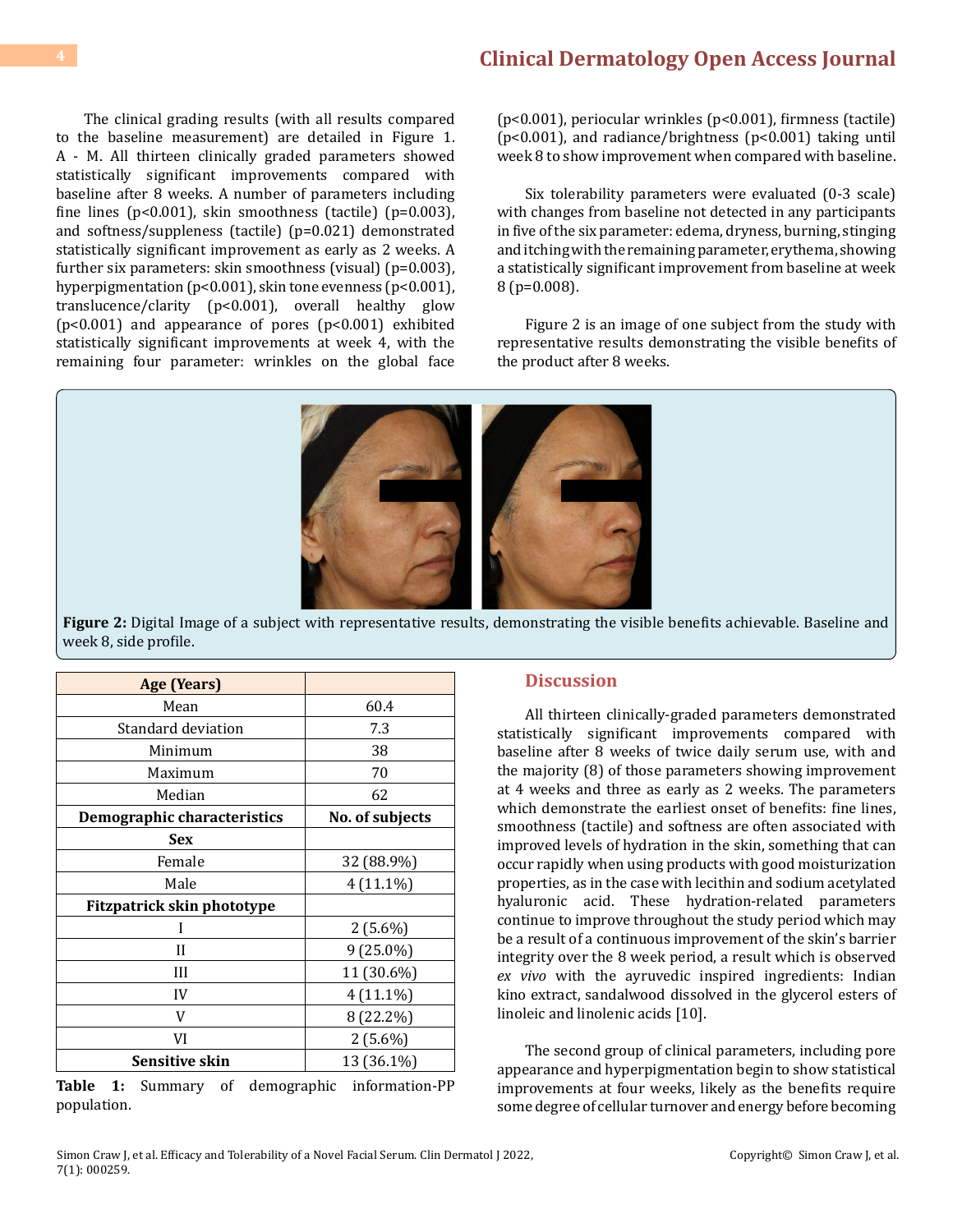The clinical grading results (with all results compared to the baseline measurement) are detailed in Figure 1. A - M. All thirteen clinically graded parameters showed statistically significant improvements compared with baseline after 8 weeks. A number of parameters including fine lines (p<0.001), skin smoothness (tactile) (p=0.003), and softness/suppleness (tactile) (p=0.021) demonstrated statistically significant improvement as early as 2 weeks. A further six parameters: skin smoothness (visual) (p=0.003), hyperpigmentation (p<0.001), skin tone evenness (p<0.001), translucence/clarity (p<0.001), overall healthy glow (p<0.001) and appearance of pores (p<0.001) exhibited statistically significant improvements at week 4, with the remaining four parameter: wrinkles on the global face (p<0.001), periocular wrinkles (p<0.001), firmness (tactile) (p<0.001), and radiance/brightness (p<0.001) taking until week 8 to show improvement when compared with baseline.

Six tolerability parameters were evaluated (0-3 scale) with changes from baseline not detected in any participants in five of the six parameter: edema, dryness, burning, stinging and itching with the remaining parameter, erythema, showing a statistically significant improvement from baseline at week 8 (p=0.008).

Figure 2 is an image of one subject from the study with representative results demonstrating the visible benefits of the product after 8 weeks.

**Figure 2:** Digital Image of a subject with representative results, demonstrating the visible benefits achievable. Baseline and week 8, side profile.

| **Age (Years)** | |
|---|---|
| Mean | 60.4 |
| Standard deviation | 7.3 |
| Minimum | 38 |
| Maximum | 70 |
| Median | 62 |
| **Demographic characteristics** | **No. of subjects** |
| **Sex** | |
| Female | 32 (88.9%) |
| Male | 4 (11.1%) |
| **Fitzpatrick skin phototype** | |
| I | 2 (5.6%) |
| II | 9 (25.0%) |
| III | 11 (30.6%) |
| IV | 4 (11.1%) |
| V | 8 (22.2%) |
| VI | 2 (5.6%) |
| **Sensitive skin** | 13 (36.1%) |

**Table 1:** Summary of demographic information-PP population.

## Discussion

All thirteen clinically-graded parameters demonstrated statistically significant improvements compared with baseline after 8 weeks of twice daily serum use, with and the majority (8) of those parameters showing improvement at 4 weeks and three as early as 2 weeks. The parameters which demonstrate the earliest onset of benefits: fine lines, smoothness (tactile) and softness are often associated with improved levels of hydration in the skin, something that can occur rapidly when using products with good moisturization properties, as in the case with lecithin and sodium acetylated hyaluronic acid. These hydration-related parameters continue to improve throughout the study period which may be a result of a continuous improvement of the skin's barrier integrity over the 8 week period, a result which is observed *ex vivo* with the ayruvedic inspired ingredients: Indian kino extract, sandalwood dissolved in the glycerol esters of linoleic and linolenic acids [10].

The second group of clinical parameters, including pore appearance and hyperpigmentation begin to show statistical improvements at four weeks, likely as the benefits require some degree of cellular turnover and energy before becoming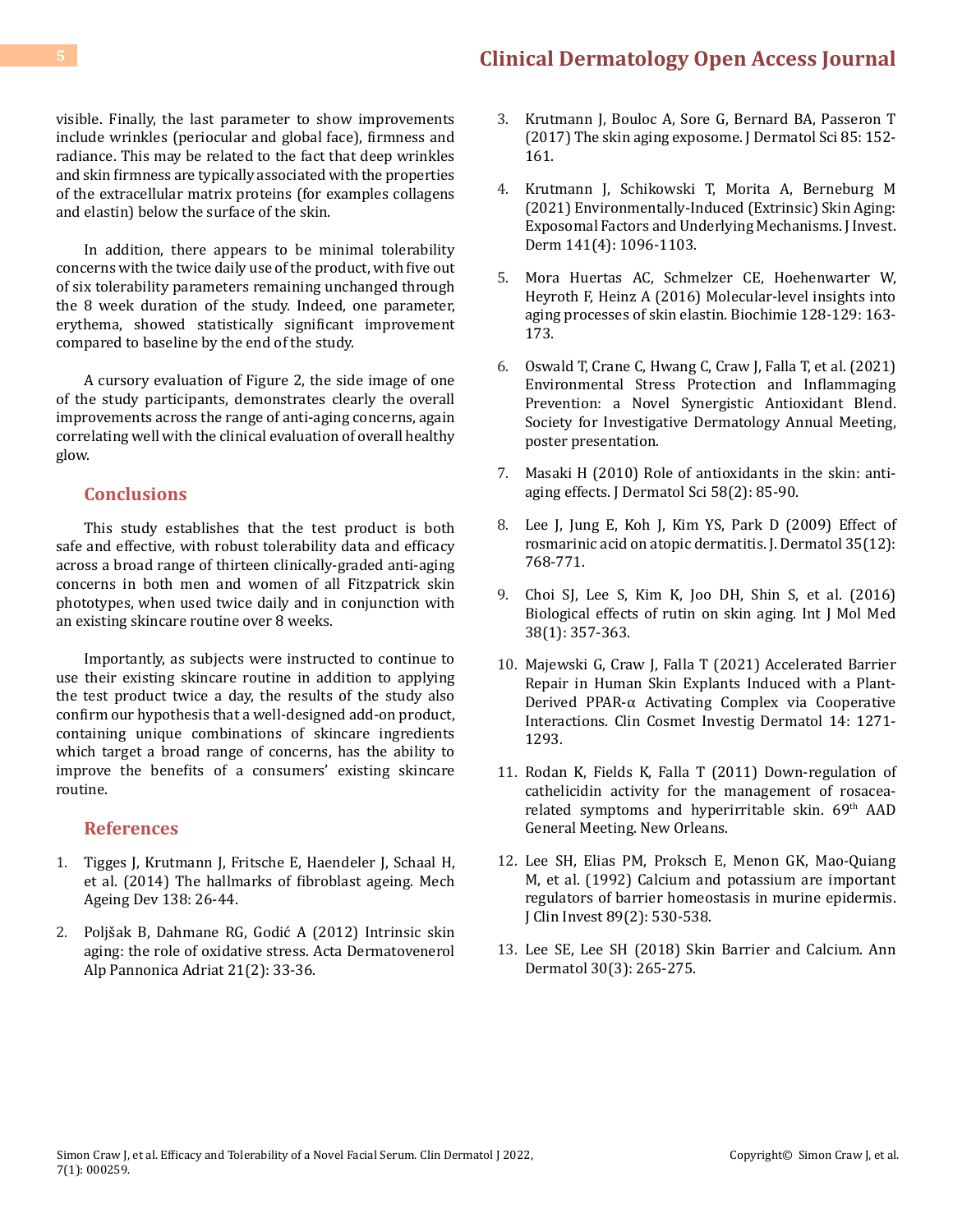visible. Finally, the last parameter to show improvements include wrinkles (periocular and global face), firmness and radiance. This may be related to the fact that deep wrinkles and skin firmness are typically associated with the properties of the extracellular matrix proteins (for examples collagens and elastin) below the surface of the skin.

In addition, there appears to be minimal tolerability concerns with the twice daily use of the product, with five out of six tolerability parameters remaining unchanged through the 8 week duration of the study. Indeed, one parameter, erythema, showed statistically significant improvement compared to baseline by the end of the study.

A cursory evaluation of Figure 2, the side image of one of the study participants, demonstrates clearly the overall improvements across the range of anti-aging concerns, again correlating well with the clinical evaluation of overall healthy glow.

## Conclusions

This study establishes that the test product is both safe and effective, with robust tolerability data and efficacy across a broad range of thirteen clinically-graded anti-aging concerns in both men and women of all Fitzpatrick skin phototypes, when used twice daily and in conjunction with an existing skincare routine over 8 weeks.

Importantly, as subjects were instructed to continue to use their existing skincare routine in addition to applying the test product twice a day, the results of the study also confirm our hypothesis that a well-designed add-on product, containing unique combinations of skincare ingredients which target a broad range of concerns, has the ability to improve the benefits of a consumers' existing skincare routine.

## References

1. Tigges J, Krutmann J, Fritsche E, Haendeler J, Schaal H, et al. (2014) The hallmarks of fibroblast ageing. Mech Ageing Dev 138: 26-44.
2. Poljšak B, Dahmane RG, Godić A (2012) Intrinsic skin aging: the role of oxidative stress. Acta Dermatovenerol Alp Pannonica Adriat 21(2): 33-36.
3. Krutmann J, Bouloc A, Sore G, Bernard BA, Passeron T (2017) The skin aging exposome. J Dermatol Sci 85: 152-161.
4. Krutmann J, Schikowski T, Morita A, Berneburg M (2021) Environmentally-Induced (Extrinsic) Skin Aging: Exposomal Factors and Underlying Mechanisms. J Invest. Derm 141(4): 1096-1103.
5. Mora Huertas AC, Schmelzer CE, Hoehenwarter W, Heyroth F, Heinz A (2016) Molecular-level insights into aging processes of skin elastin. Biochimie 128-129: 163-173.
6. Oswald T, Crane C, Hwang C, Craw J, Falla T, et al. (2021) Environmental Stress Protection and Inflammaging Prevention: a Novel Synergistic Antioxidant Blend. Society for Investigative Dermatology Annual Meeting, poster presentation.
7. Masaki H (2010) Role of antioxidants in the skin: anti-aging effects. J Dermatol Sci 58(2): 85-90.
8. Lee J, Jung E, Koh J, Kim YS, Park D (2009) Effect of rosmarinic acid on atopic dermatitis. J. Dermatol 35(12): 768-771.
9. Choi SJ, Lee S, Kim K, Joo DH, Shin S, et al. (2016) Biological effects of rutin on skin aging. Int J Mol Med 38(1): 357-363.
10. Majewski G, Craw J, Falla T (2021) Accelerated Barrier Repair in Human Skin Explants Induced with a Plant-Derived PPAR-α Activating Complex via Cooperative Interactions. Clin Cosmet Investig Dermatol 14: 1271-1293.
11. Rodan K, Fields K, Falla T (2011) Down-regulation of cathelicidin activity for the management of rosacea-related symptoms and hyperirritable skin. 69th AAD General Meeting. New Orleans.
12. Lee SH, Elias PM, Proksch E, Menon GK, Mao-Quiang M, et al. (1992) Calcium and potassium are important regulators of barrier homeostasis in murine epidermis. J Clin Invest 89(2): 530-538.
13. Lee SE, Lee SH (2018) Skin Barrier and Calcium. Ann Dermatol 30(3): 265-275.